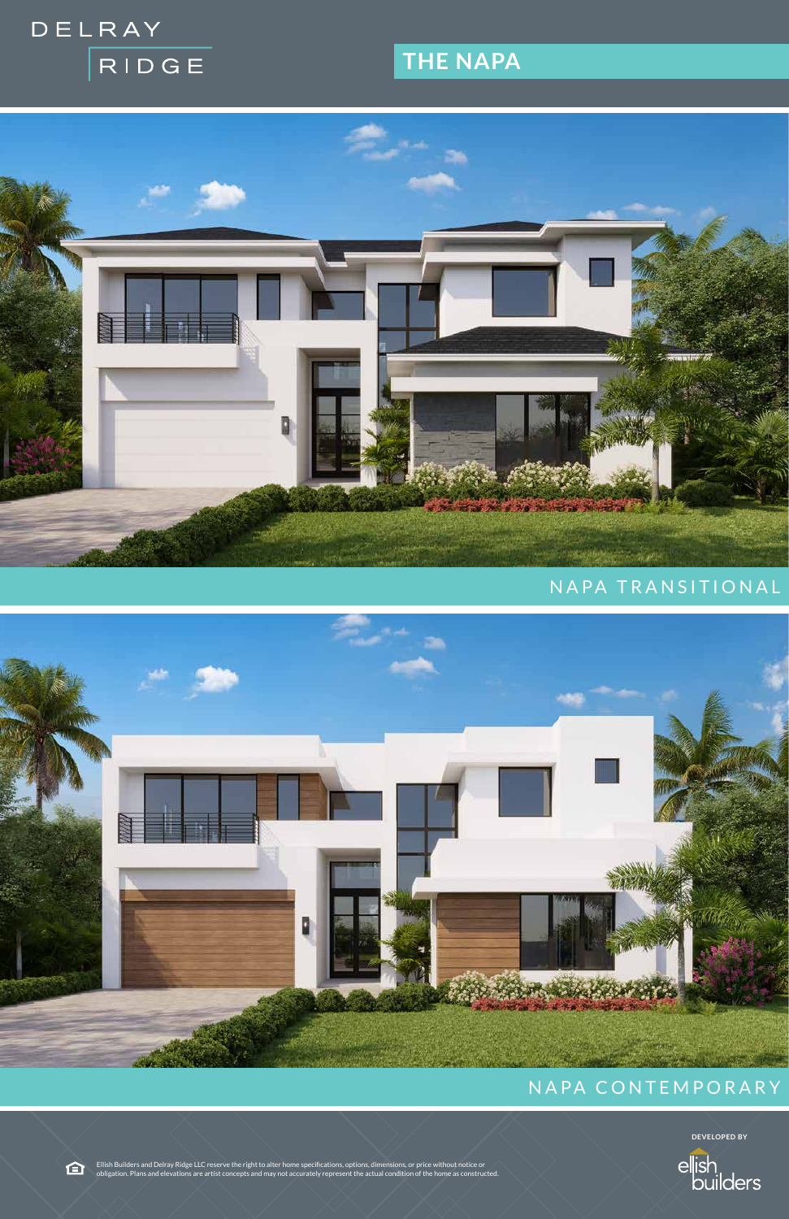DELRAY RIDGE

# THE NAPA

NAPA TRANSITIONAL

NAPA CONTEMPORARY

Ellish Builders and Delray Ridge LLC reserve the right to alter home specifications, options, dimensions, or price without notice or obligation. Plans and elevations are artist concepts and may not accurately represent the actual condition of the home as constructed.

DEVELOPED BY

ellish builders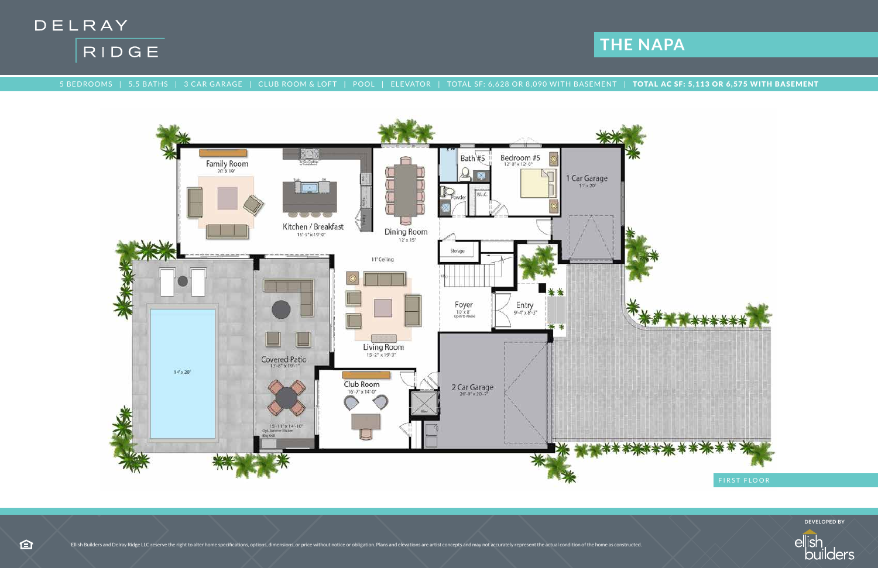DELRAY RIDGE

# THE NAPA

5 BEDROOMS | 5.5 BATHS | 3 CAR GARAGE | CLUB ROOM & LOFT | POOL | ELEVATOR | TOTAL SF: 6,628 OR 8,090 WITH BASEMENT | **TOTAL AC SF: 5,113 OR 6,575 WITH BASEMENT**

Family Room
20' X 19'

Kitchen / Breakfast
15'-5" x 19'-0"

Dining Room
12' x 15'

Bath #5

Bedroom #5
12'-8" x 12'-0"

Powder

W.I.C.

1 Car Garage
11' x 20'

Storage

11' Ceiling

Foyer
10' x 8'
Open to Above

Entry
9'-4" x 8'-3"

Living Room
15'-2" x 19'-3"

Covered Patio
13'-8" x 19'-1"

14' x 28'

15'-11" x 14'-10"
Opt. Summer Kitchen
Bbq Grill

Club Room
16'-7" x 14'-0"

Elev.

2 Car Garage
20'-0" x 20'-7"

FIRST FLOOR

Ellish Builders and Delray Ridge LLC reserve the right to alter home specifications, options, dimensions, or price without notice or obligation. Plans and elevations are artist concepts and may not accurately represent the actual condition of the home as constructed.

DEVELOPED BY
ellish builders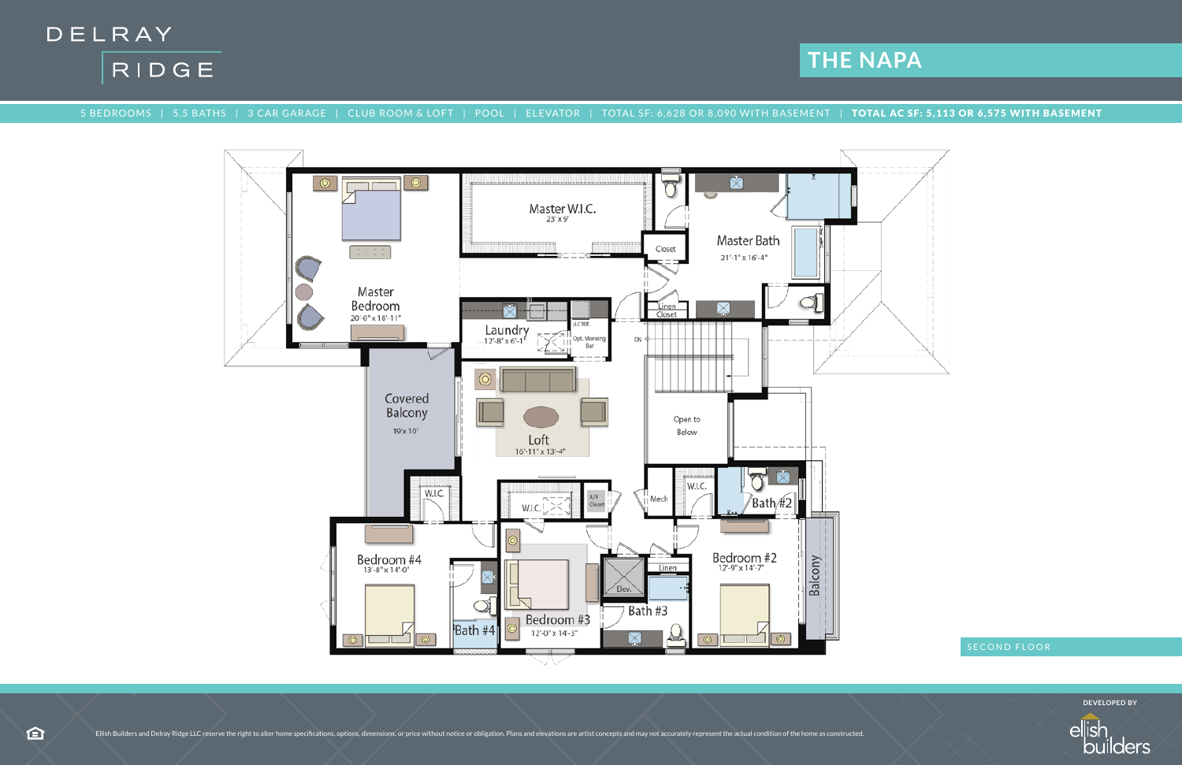DELRAY RIDGE

# THE NAPA

5 BEDROOMS | 5.5 BATHS | 3 CAR GARAGE | CLUB ROOM & LOFT | POOL | ELEVATOR | TOTAL SF: 6,628 OR 8,090 WITH BASEMENT | **TOTAL AC SF: 5,113 OR 6,575 WITH BASEMENT**

Master Bedroom 20'-0" x 18'-11"

Master W.I.C. 23' x 9'

Master Bath 21'-1" x 16'-4"

Closet

Linen Closet

Laundry 12'-8" x 6'-1"

U.C REF.

Opt. Morning Bar

DN

Covered Balcony 19' x 10'

Loft 16'-11" x 13'-4"

Open to Below

W.I.C

W.I.C.

A/V Closet

Mech

W.I.C.

Bath #2

Bedroom #4 13'-8" x 14'-0"

Bath #4

Bedroom #3 12'-0" x 14'-3"

Elev.

Linen

Bath #3

Bedroom #2 12'-9" x 14'-7"

Balcony

SECOND FLOOR

Ellish Builders and Delray Ridge LLC reserve the right to alter home specifications, options, dimensions, or price without notice or obligation. Plans and elevations are artist concepts and may not accurately represent the actual condition of the home as constructed.

DEVELOPED BY ellish builders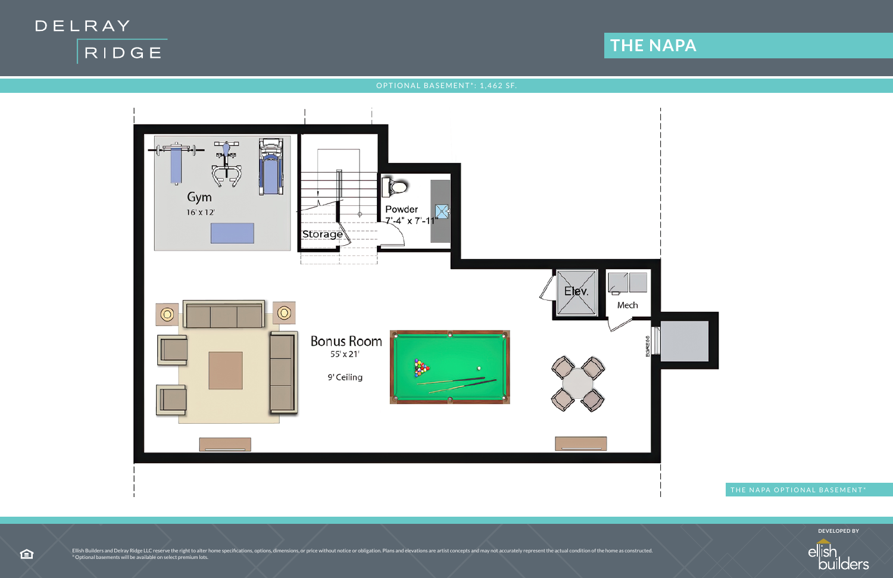DELRAY RIDGE

# THE NAPA

OPTIONAL BASEMENT*: 1,462 SF.

Gym
16' x 12'

Storage

Powder
7'-4" x 7'-11"

Elev.

Mech

Bonus Room
55' x 21'

9' Ceiling

EGRESS

THE NAPA OPTIONAL BASEMENT*

Ellish Builders and Delray Ridge LLC reserve the right to alter home specifications, options, dimensions, or price without notice or obligation. Plans and elevations are artist concepts and may not accurately represent the actual condition of the home as constructed.
* Optional basements will be available on select premium lots.

DEVELOPED BY
ellish builders